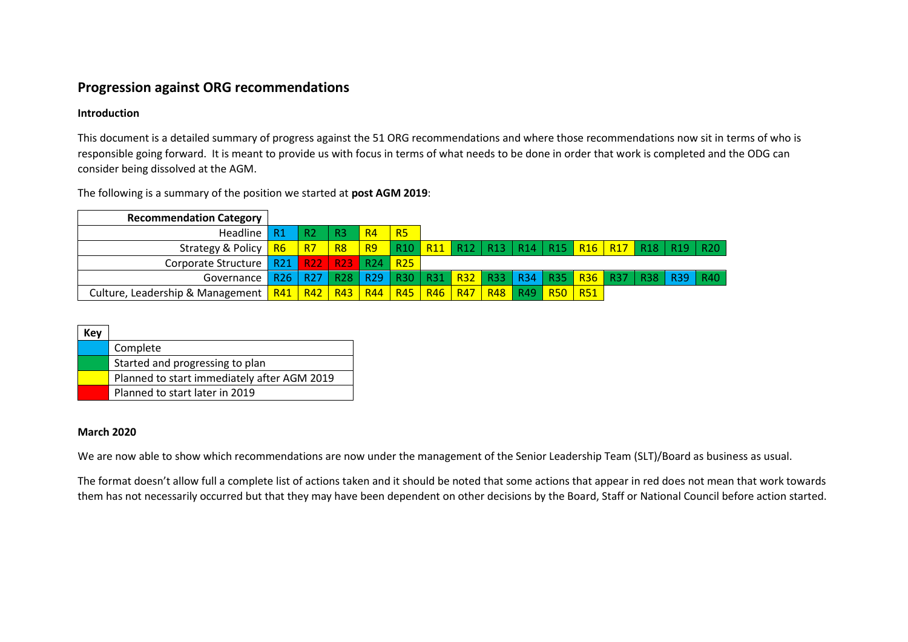## Progression against ORG recommendations

### Introduction

This document is a detailed summary of progress against the 51 ORG recommendations and where those recommendations now sit in terms of who is responsible going forward. It is meant to provide us with focus in terms of what needs to be done in order that work is completed and the ODG can consider being dissolved at the AGM.

The following is a summary of the position we started at **post AGM 2019**:

| Recommendation Category | | | | | | | | | | | | | | | |
|---|---|---|---|---|---|---|---|---|---|---|---|---|---|---|---|
| Headline | R1 | R2 | R3 | R4 | R5 | | | | | | | | | | |
| Strategy & Policy | R6 | R7 | R8 | R9 | R10 | R11 | R12 | R13 | R14 | R15 | R16 | R17 | R18 | R19 | R20 |
| Corporate Structure | R21 | R22 | R23 | R24 | R25 | | | | | | | | | | |
| Governance | R26 | R27 | R28 | R29 | R30 | R31 | R32 | R33 | R34 | R35 | R36 | R37 | R38 | R39 | R40 |
| Culture, Leadership & Management | R41 | R42 | R43 | R44 | R45 | R46 | R47 | R48 | R49 | R50 | R51 | | | | |

| Key | |
|---|---|
| (blue) | Complete |
| (green) | Started and progressing to plan |
| (yellow) | Planned to start immediately after AGM 2019 |
| (red) | Planned to start later in 2019 |

### March 2020

We are now able to show which recommendations are now under the management of the Senior Leadership Team (SLT)/Board as business as usual.

The format doesn't allow full a complete list of actions taken and it should be noted that some actions that appear in red does not mean that work towards them has not necessarily occurred but that they may have been dependent on other decisions by the Board, Staff or National Council before action started.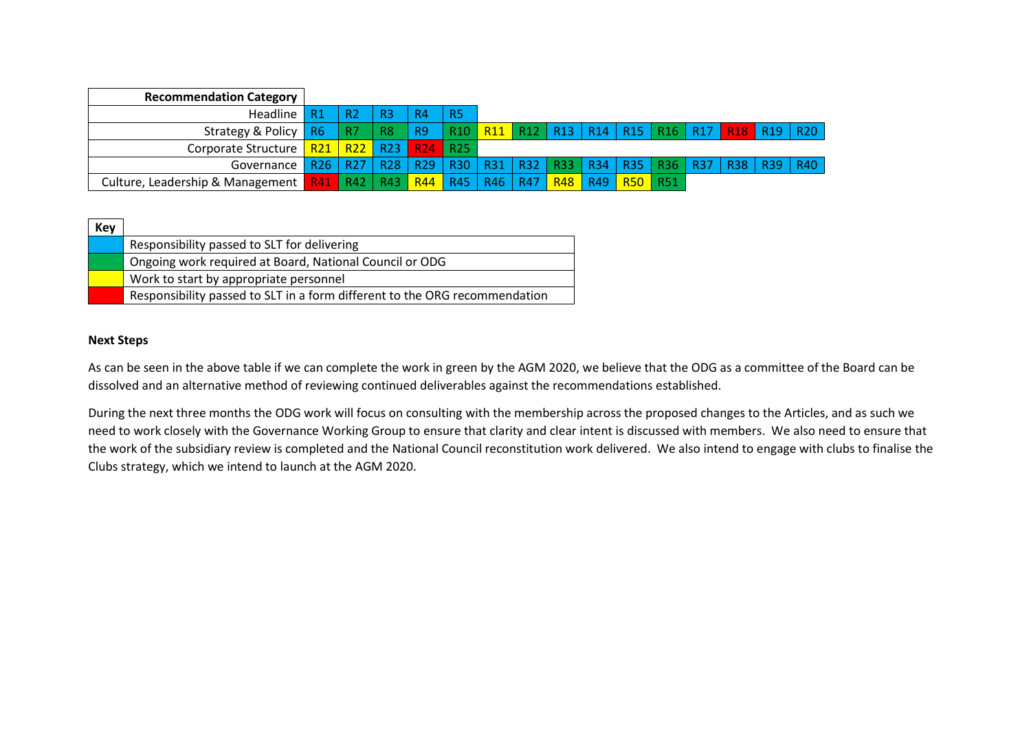| Recommendation Category | | | | | | | | | | | | | | | |
|---|---|---|---|---|---|---|---|---|---|---|---|---|---|---|---|
| Headline | R1 | R2 | R3 | R4 | R5 | | | | | | | | | | |
| Strategy & Policy | R6 | R7 | R8 | R9 | R10 | R11 | R12 | R13 | R14 | R15 | R16 | R17 | R18 | R19 | R20 |
| Corporate Structure | R21 | R22 | R23 | R24 | R25 | | | | | | | | | | |
| Governance | R26 | R27 | R28 | R29 | R30 | R31 | R32 | R33 | R34 | R35 | R36 | R37 | R38 | R39 | R40 |
| Culture, Leadership & Management | R41 | R42 | R43 | R44 | R45 | R46 | R47 | R48 | R49 | R50 | R51 | | | | |

| Key | |
|---|---|
| (blue) | Responsibility passed to SLT for delivering |
| (green) | Ongoing work required at Board, National Council or ODG |
| (yellow) | Work to start by appropriate personnel |
| (red) | Responsibility passed to SLT in a form different to the ORG recommendation |

**Next Steps**

As can be seen in the above table if we can complete the work in green by the AGM 2020, we believe that the ODG as a committee of the Board can be dissolved and an alternative method of reviewing continued deliverables against the recommendations established.

During the next three months the ODG work will focus on consulting with the membership across the proposed changes to the Articles, and as such we need to work closely with the Governance Working Group to ensure that clarity and clear intent is discussed with members. We also need to ensure that the work of the subsidiary review is completed and the National Council reconstitution work delivered. We also intend to engage with clubs to finalise the Clubs strategy, which we intend to launch at the AGM 2020.